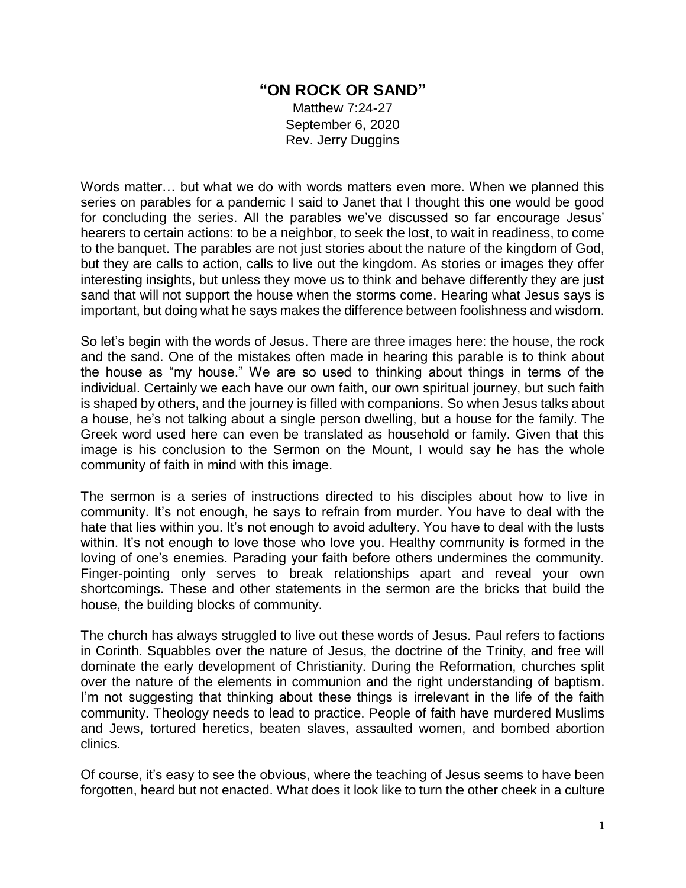# "ON ROCK OR SAND"

Matthew 7:24-27
September 6, 2020
Rev. Jerry Duggins

Words matter… but what we do with words matters even more. When we planned this series on parables for a pandemic I said to Janet that I thought this one would be good for concluding the series. All the parables we've discussed so far encourage Jesus' hearers to certain actions: to be a neighbor, to seek the lost, to wait in readiness, to come to the banquet. The parables are not just stories about the nature of the kingdom of God, but they are calls to action, calls to live out the kingdom. As stories or images they offer interesting insights, but unless they move us to think and behave differently they are just sand that will not support the house when the storms come. Hearing what Jesus says is important, but doing what he says makes the difference between foolishness and wisdom.

So let's begin with the words of Jesus. There are three images here: the house, the rock and the sand. One of the mistakes often made in hearing this parable is to think about the house as "my house." We are so used to thinking about things in terms of the individual. Certainly we each have our own faith, our own spiritual journey, but such faith is shaped by others, and the journey is filled with companions. So when Jesus talks about a house, he's not talking about a single person dwelling, but a house for the family. The Greek word used here can even be translated as household or family. Given that this image is his conclusion to the Sermon on the Mount, I would say he has the whole community of faith in mind with this image.

The sermon is a series of instructions directed to his disciples about how to live in community. It's not enough, he says to refrain from murder. You have to deal with the hate that lies within you. It's not enough to avoid adultery. You have to deal with the lusts within. It's not enough to love those who love you. Healthy community is formed in the loving of one's enemies. Parading your faith before others undermines the community. Finger-pointing only serves to break relationships apart and reveal your own shortcomings. These and other statements in the sermon are the bricks that build the house, the building blocks of community.

The church has always struggled to live out these words of Jesus. Paul refers to factions in Corinth. Squabbles over the nature of Jesus, the doctrine of the Trinity, and free will dominate the early development of Christianity. During the Reformation, churches split over the nature of the elements in communion and the right understanding of baptism. I'm not suggesting that thinking about these things is irrelevant in the life of the faith community. Theology needs to lead to practice. People of faith have murdered Muslims and Jews, tortured heretics, beaten slaves, assaulted women, and bombed abortion clinics.

Of course, it's easy to see the obvious, where the teaching of Jesus seems to have been forgotten, heard but not enacted. What does it look like to turn the other cheek in a culture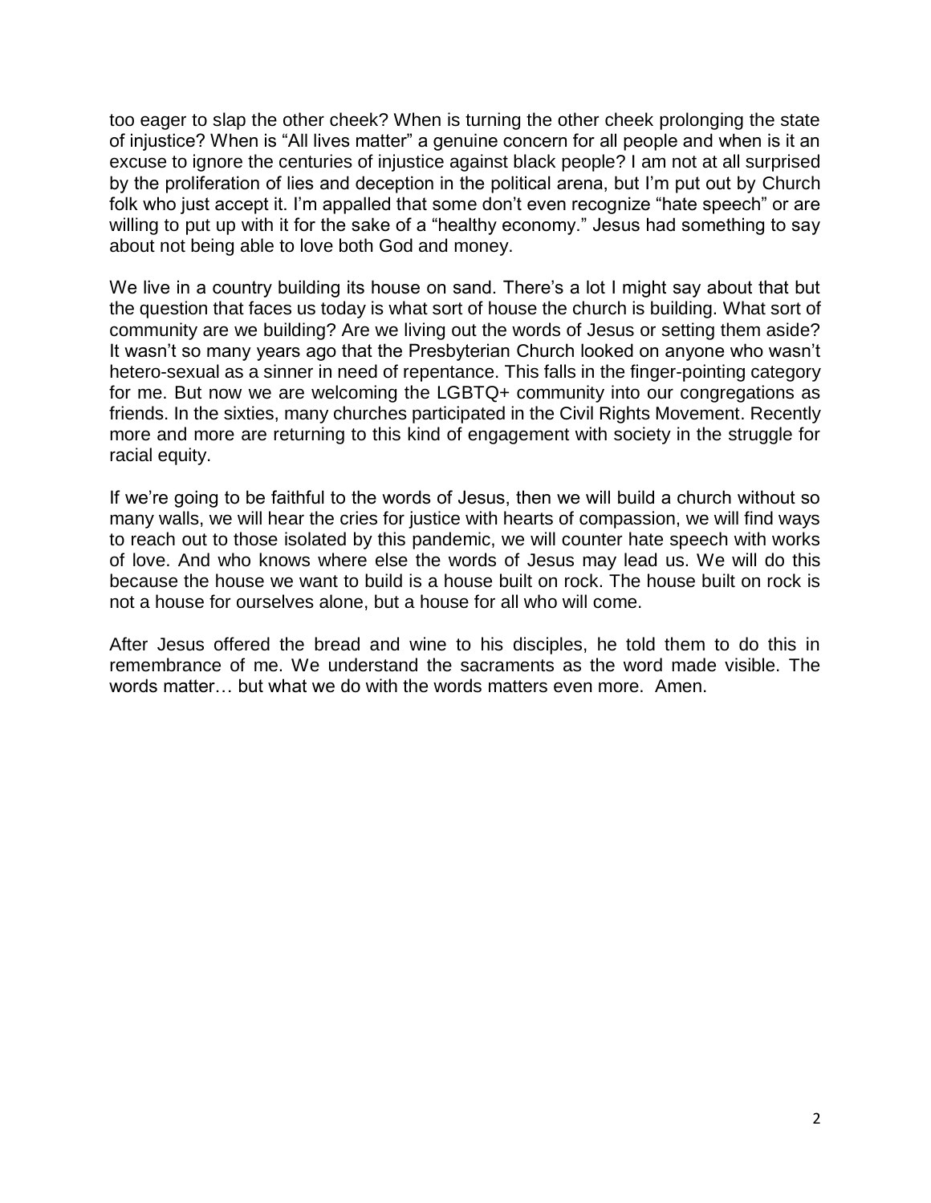too eager to slap the other cheek? When is turning the other cheek prolonging the state of injustice? When is "All lives matter" a genuine concern for all people and when is it an excuse to ignore the centuries of injustice against black people? I am not at all surprised by the proliferation of lies and deception in the political arena, but I'm put out by Church folk who just accept it. I'm appalled that some don't even recognize "hate speech" or are willing to put up with it for the sake of a "healthy economy." Jesus had something to say about not being able to love both God and money.

We live in a country building its house on sand. There's a lot I might say about that but the question that faces us today is what sort of house the church is building. What sort of community are we building? Are we living out the words of Jesus or setting them aside? It wasn't so many years ago that the Presbyterian Church looked on anyone who wasn't hetero-sexual as a sinner in need of repentance. This falls in the finger-pointing category for me. But now we are welcoming the LGBTQ+ community into our congregations as friends. In the sixties, many churches participated in the Civil Rights Movement. Recently more and more are returning to this kind of engagement with society in the struggle for racial equity.

If we're going to be faithful to the words of Jesus, then we will build a church without so many walls, we will hear the cries for justice with hearts of compassion, we will find ways to reach out to those isolated by this pandemic, we will counter hate speech with works of love. And who knows where else the words of Jesus may lead us. We will do this because the house we want to build is a house built on rock. The house built on rock is not a house for ourselves alone, but a house for all who will come.

After Jesus offered the bread and wine to his disciples, he told them to do this in remembrance of me. We understand the sacraments as the word made visible. The words matter… but what we do with the words matters even more. Amen.